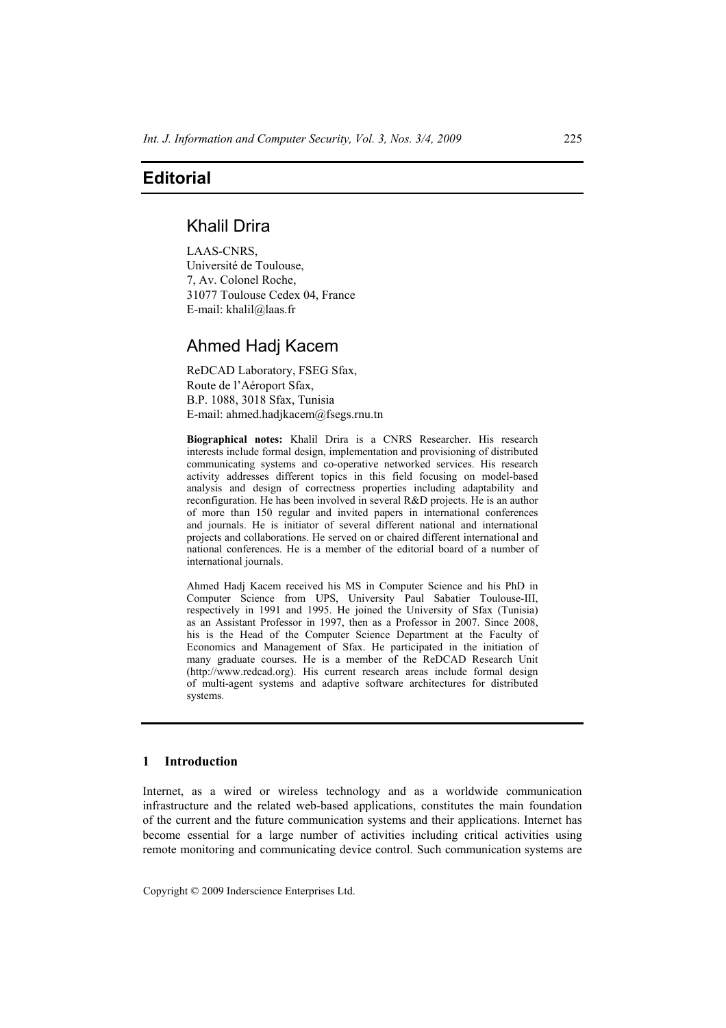# Editorial

## Khalil Drira

LAAS-CNRS,
Université de Toulouse,
7, Av. Colonel Roche,
31077 Toulouse Cedex 04, France
E-mail: khalil@laas.fr

## Ahmed Hadj Kacem

ReDCAD Laboratory, FSEG Sfax,
Route de l'Aéroport Sfax,
B.P. 1088, 3018 Sfax, Tunisia
E-mail: ahmed.hadjkacem@fsegs.rnu.tn

**Biographical notes:** Khalil Drira is a CNRS Researcher. His research interests include formal design, implementation and provisioning of distributed communicating systems and co-operative networked services. His research activity addresses different topics in this field focusing on model-based analysis and design of correctness properties including adaptability and reconfiguration. He has been involved in several R&D projects. He is an author of more than 150 regular and invited papers in international conferences and journals. He is initiator of several different national and international projects and collaborations. He served on or chaired different international and national conferences. He is a member of the editorial board of a number of international journals.

Ahmed Hadj Kacem received his MS in Computer Science and his PhD in Computer Science from UPS, University Paul Sabatier Toulouse-III, respectively in 1991 and 1995. He joined the University of Sfax (Tunisia) as an Assistant Professor in 1997, then as a Professor in 2007. Since 2008, his is the Head of the Computer Science Department at the Faculty of Economics and Management of Sfax. He participated in the initiation of many graduate courses. He is a member of the ReDCAD Research Unit (http://www.redcad.org). His current research areas include formal design of multi-agent systems and adaptive software architectures for distributed systems.

## 1 Introduction

Internet, as a wired or wireless technology and as a worldwide communication infrastructure and the related web-based applications, constitutes the main foundation of the current and the future communication systems and their applications. Internet has become essential for a large number of activities including critical activities using remote monitoring and communicating device control. Such communication systems are

Copyright © 2009 Inderscience Enterprises Ltd.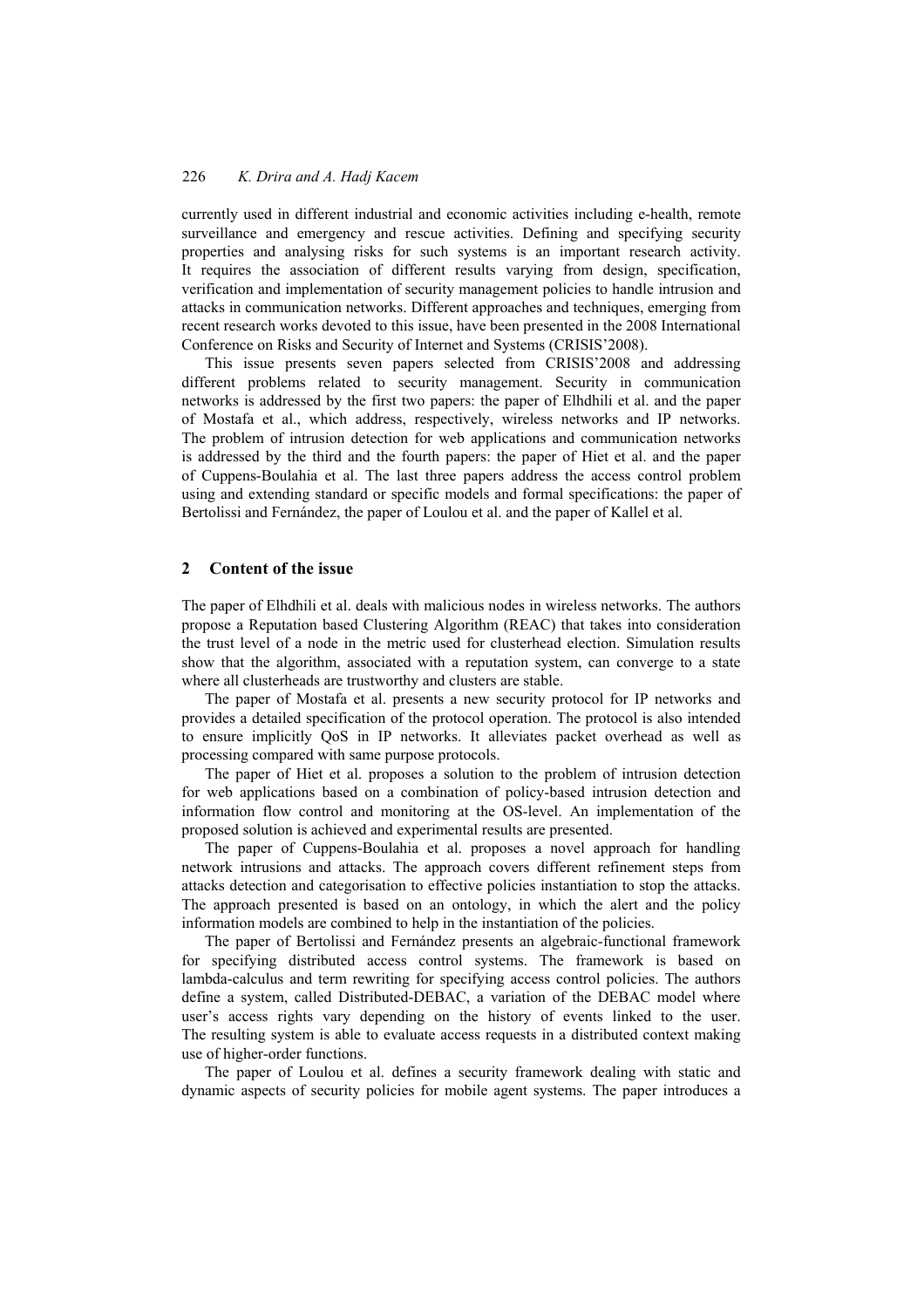currently used in different industrial and economic activities including e-health, remote surveillance and emergency and rescue activities. Defining and specifying security properties and analysing risks for such systems is an important research activity. It requires the association of different results varying from design, specification, verification and implementation of security management policies to handle intrusion and attacks in communication networks. Different approaches and techniques, emerging from recent research works devoted to this issue, have been presented in the 2008 International Conference on Risks and Security of Internet and Systems (CRISIS'2008).

This issue presents seven papers selected from CRISIS'2008 and addressing different problems related to security management. Security in communication networks is addressed by the first two papers: the paper of Elhdhili et al. and the paper of Mostafa et al., which address, respectively, wireless networks and IP networks. The problem of intrusion detection for web applications and communication networks is addressed by the third and the fourth papers: the paper of Hiet et al. and the paper of Cuppens-Boulahia et al. The last three papers address the access control problem using and extending standard or specific models and formal specifications: the paper of Bertolissi and Fernández, the paper of Loulou et al. and the paper of Kallel et al.

## 2 Content of the issue

The paper of Elhdhili et al. deals with malicious nodes in wireless networks. The authors propose a Reputation based Clustering Algorithm (REAC) that takes into consideration the trust level of a node in the metric used for clusterhead election. Simulation results show that the algorithm, associated with a reputation system, can converge to a state where all clusterheads are trustworthy and clusters are stable.

The paper of Mostafa et al. presents a new security protocol for IP networks and provides a detailed specification of the protocol operation. The protocol is also intended to ensure implicitly QoS in IP networks. It alleviates packet overhead as well as processing compared with same purpose protocols.

The paper of Hiet et al. proposes a solution to the problem of intrusion detection for web applications based on a combination of policy-based intrusion detection and information flow control and monitoring at the OS-level. An implementation of the proposed solution is achieved and experimental results are presented.

The paper of Cuppens-Boulahia et al. proposes a novel approach for handling network intrusions and attacks. The approach covers different refinement steps from attacks detection and categorisation to effective policies instantiation to stop the attacks. The approach presented is based on an ontology, in which the alert and the policy information models are combined to help in the instantiation of the policies.

The paper of Bertolissi and Fernández presents an algebraic-functional framework for specifying distributed access control systems. The framework is based on lambda-calculus and term rewriting for specifying access control policies. The authors define a system, called Distributed-DEBAC, a variation of the DEBAC model where user's access rights vary depending on the history of events linked to the user. The resulting system is able to evaluate access requests in a distributed context making use of higher-order functions.

The paper of Loulou et al. defines a security framework dealing with static and dynamic aspects of security policies for mobile agent systems. The paper introduces a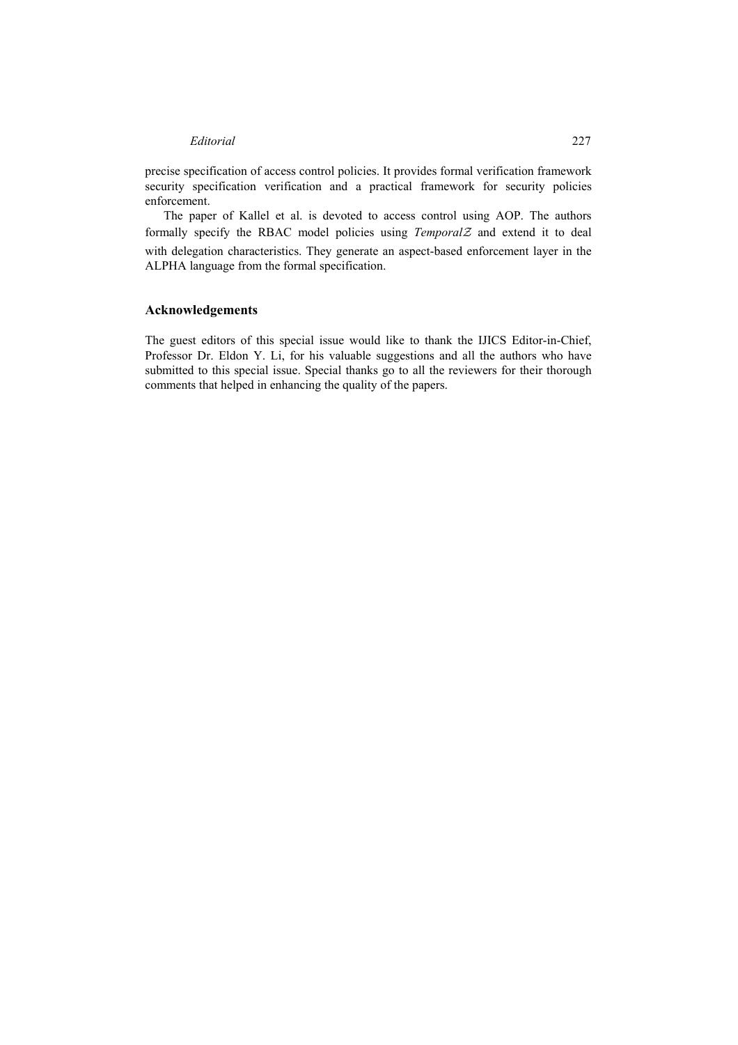precise specification of access control policies. It provides formal verification framework security specification verification and a practical framework for security policies enforcement.

The paper of Kallel et al. is devoted to access control using AOP. The authors formally specify the RBAC model policies using *Temporal*$\mathcal{Z}$ and extend it to deal with delegation characteristics. They generate an aspect-based enforcement layer in the ALPHA language from the formal specification.

## Acknowledgements

The guest editors of this special issue would like to thank the IJICS Editor-in-Chief, Professor Dr. Eldon Y. Li, for his valuable suggestions and all the authors who have submitted to this special issue. Special thanks go to all the reviewers for their thorough comments that helped in enhancing the quality of the papers.